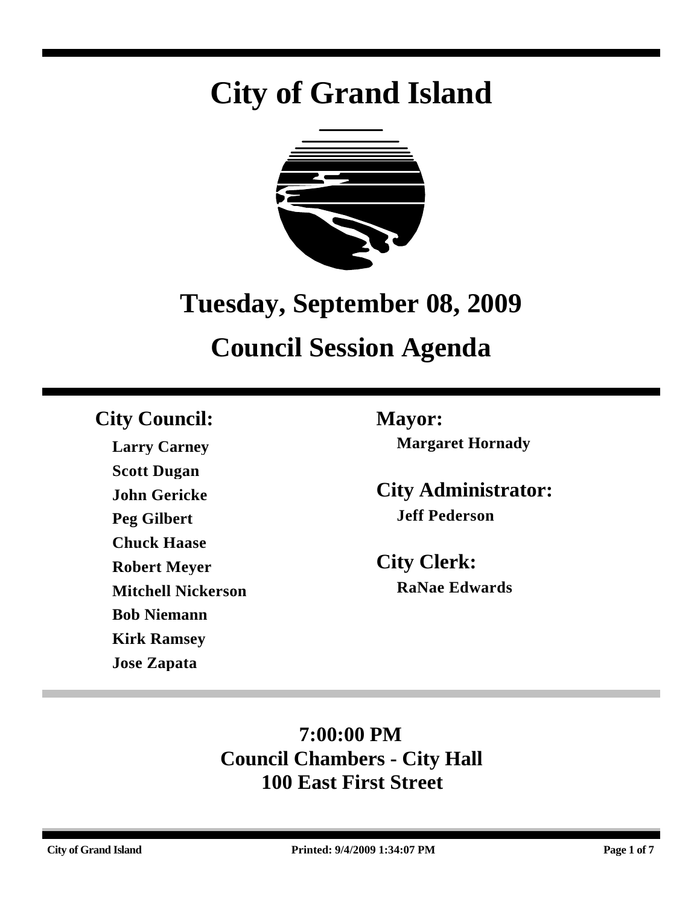# City of Grand Island

## Tuesday, September 08, 2009

## Council Session Agenda

### City Council:

**Larry Carney**
**Scott Dugan**
**John Gericke**
**Peg Gilbert**
**Chuck Haase**
**Robert Meyer**
**Mitchell Nickerson**
**Bob Niemann**
**Kirk Ramsey**
**Jose Zapata**

### Mayor:

**Margaret Hornady**

### City Administrator:

**Jeff Pederson**

### City Clerk:

**RaNae Edwards**

**7:00:00 PM**
**Council Chambers - City Hall**
**100 East First Street**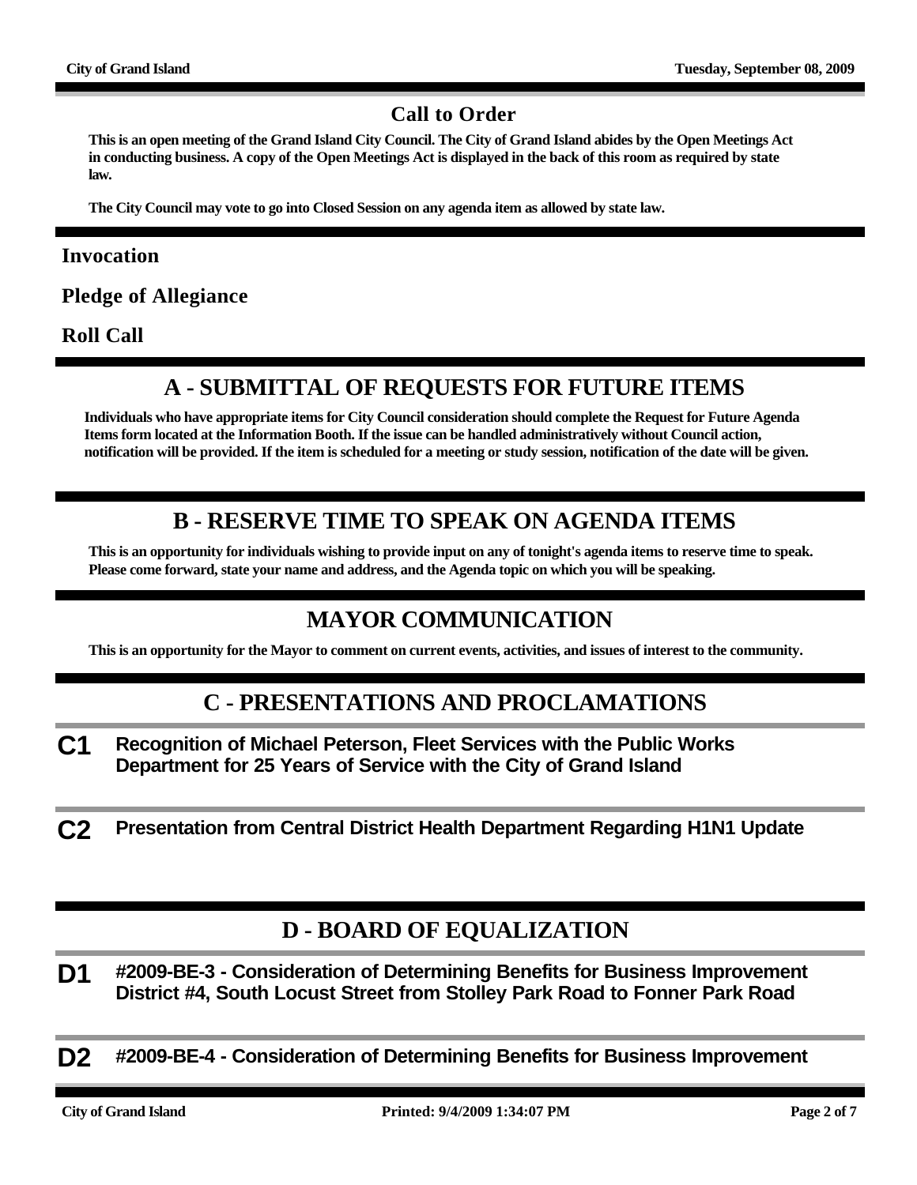## Call to Order

**This is an open meeting of the Grand Island City Council. The City of Grand Island abides by the Open Meetings Act in conducting business. A copy of the Open Meetings Act is displayed in the back of this room as required by state law.**

**The City Council may vote to go into Closed Session on any agenda item as allowed by state law.**

## Invocation

## Pledge of Allegiance

## Roll Call

# A - SUBMITTAL OF REQUESTS FOR FUTURE ITEMS

**Individuals who have appropriate items for City Council consideration should complete the Request for Future Agenda Items form located at the Information Booth. If the issue can be handled administratively without Council action, notification will be provided. If the item is scheduled for a meeting or study session, notification of the date will be given.**

# B - RESERVE TIME TO SPEAK ON AGENDA ITEMS

**This is an opportunity for individuals wishing to provide input on any of tonight's agenda items to reserve time to speak. Please come forward, state your name and address, and the Agenda topic on which you will be speaking.**

# MAYOR COMMUNICATION

**This is an opportunity for the Mayor to comment on current events, activities, and issues of interest to the community.**

# C - PRESENTATIONS AND PROCLAMATIONS

**C1** **Recognition of Michael Peterson, Fleet Services with the Public Works Department for 25 Years of Service with the City of Grand Island**

**C2** **Presentation from Central District Health Department Regarding H1N1 Update**

# D - BOARD OF EQUALIZATION

**D1** **#2009-BE-3 - Consideration of Determining Benefits for Business Improvement District #4, South Locust Street from Stolley Park Road to Fonner Park Road**

**D2** **#2009-BE-4 - Consideration of Determining Benefits for Business Improvement**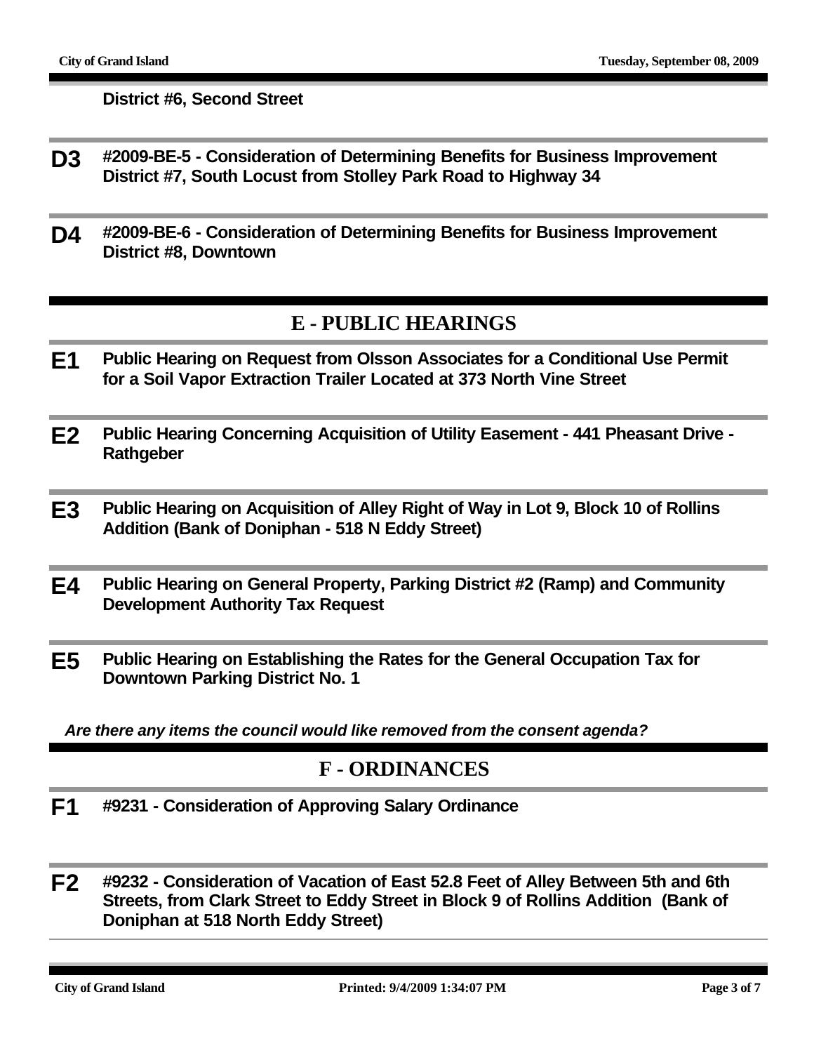**District #6, Second Street**

**D3** **#2009-BE-5 - Consideration of Determining Benefits for Business Improvement District #7, South Locust from Stolley Park Road to Highway 34**

**D4** **#2009-BE-6 - Consideration of Determining Benefits for Business Improvement District #8, Downtown**

## E - PUBLIC HEARINGS

**E1** **Public Hearing on Request from Olsson Associates for a Conditional Use Permit for a Soil Vapor Extraction Trailer Located at 373 North Vine Street**

**E2** **Public Hearing Concerning Acquisition of Utility Easement - 441 Pheasant Drive - Rathgeber**

**E3** **Public Hearing on Acquisition of Alley Right of Way in Lot 9, Block 10 of Rollins Addition (Bank of Doniphan - 518 N Eddy Street)**

**E4** **Public Hearing on General Property, Parking District #2 (Ramp) and Community Development Authority Tax Request**

**E5** **Public Hearing on Establishing the Rates for the General Occupation Tax for Downtown Parking District No. 1**

***Are there any items the council would like removed from the consent agenda?***

## F - ORDINANCES

**F1** **#9231 - Consideration of Approving Salary Ordinance**

**F2** **#9232 - Consideration of Vacation of East 52.8 Feet of Alley Between 5th and 6th Streets, from Clark Street to Eddy Street in Block 9 of Rollins Addition (Bank of Doniphan at 518 North Eddy Street)**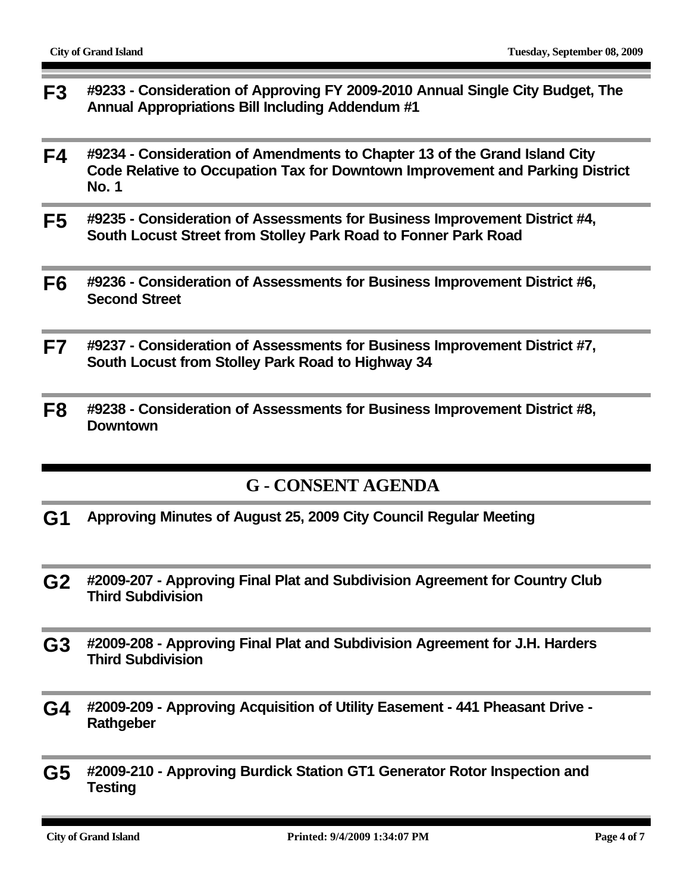**F3** **#9233 - Consideration of Approving FY 2009-2010 Annual Single City Budget, The Annual Appropriations Bill Including Addendum #1**

**F4** **#9234 - Consideration of Amendments to Chapter 13 of the Grand Island City Code Relative to Occupation Tax for Downtown Improvement and Parking District No. 1**

**F5** **#9235 - Consideration of Assessments for Business Improvement District #4, South Locust Street from Stolley Park Road to Fonner Park Road**

**F6** **#9236 - Consideration of Assessments for Business Improvement District #6, Second Street**

**F7** **#9237 - Consideration of Assessments for Business Improvement District #7, South Locust from Stolley Park Road to Highway 34**

**F8** **#9238 - Consideration of Assessments for Business Improvement District #8, Downtown**

## G - CONSENT AGENDA

**G1** **Approving Minutes of August 25, 2009 City Council Regular Meeting**

**G2** **#2009-207 - Approving Final Plat and Subdivision Agreement for Country Club Third Subdivision**

**G3** **#2009-208 - Approving Final Plat and Subdivision Agreement for J.H. Harders Third Subdivision**

**G4** **#2009-209 - Approving Acquisition of Utility Easement - 441 Pheasant Drive - Rathgeber**

**G5** **#2009-210 - Approving Burdick Station GT1 Generator Rotor Inspection and Testing**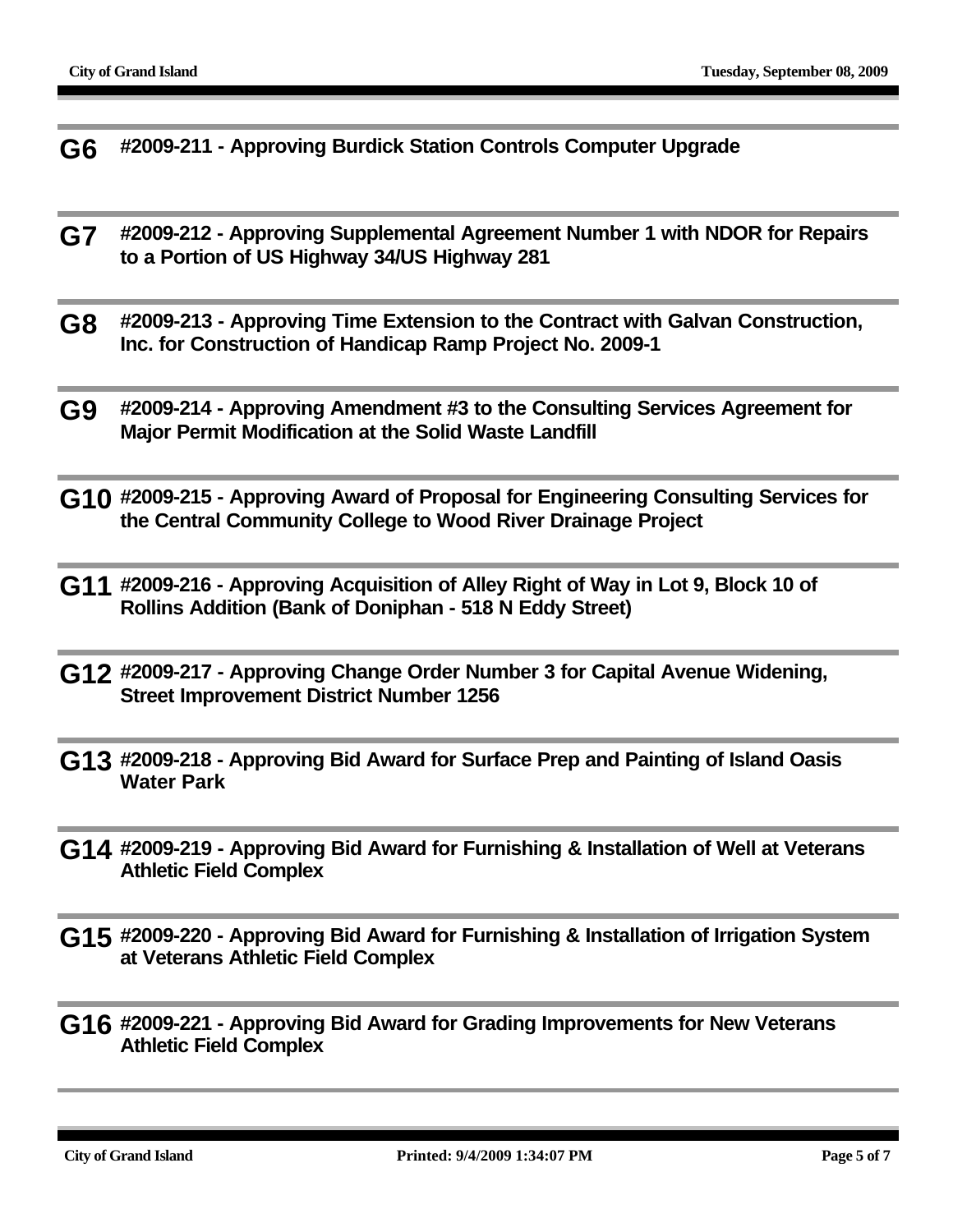**G6** **#2009-211 - Approving Burdick Station Controls Computer Upgrade**

**G7** **#2009-212 - Approving Supplemental Agreement Number 1 with NDOR for Repairs to a Portion of US Highway 34/US Highway 281**

**G8** **#2009-213 - Approving Time Extension to the Contract with Galvan Construction, Inc. for Construction of Handicap Ramp Project No. 2009-1**

**G9** **#2009-214 - Approving Amendment #3 to the Consulting Services Agreement for Major Permit Modification at the Solid Waste Landfill**

**G10** **#2009-215 - Approving Award of Proposal for Engineering Consulting Services for the Central Community College to Wood River Drainage Project**

**G11** **#2009-216 - Approving Acquisition of Alley Right of Way in Lot 9, Block 10 of Rollins Addition (Bank of Doniphan - 518 N Eddy Street)**

**G12** **#2009-217 - Approving Change Order Number 3 for Capital Avenue Widening, Street Improvement District Number 1256**

**G13** **#2009-218 - Approving Bid Award for Surface Prep and Painting of Island Oasis Water Park**

**G14** **#2009-219 - Approving Bid Award for Furnishing & Installation of Well at Veterans Athletic Field Complex**

**G15** **#2009-220 - Approving Bid Award for Furnishing & Installation of Irrigation System at Veterans Athletic Field Complex**

**G16** **#2009-221 - Approving Bid Award for Grading Improvements for New Veterans Athletic Field Complex**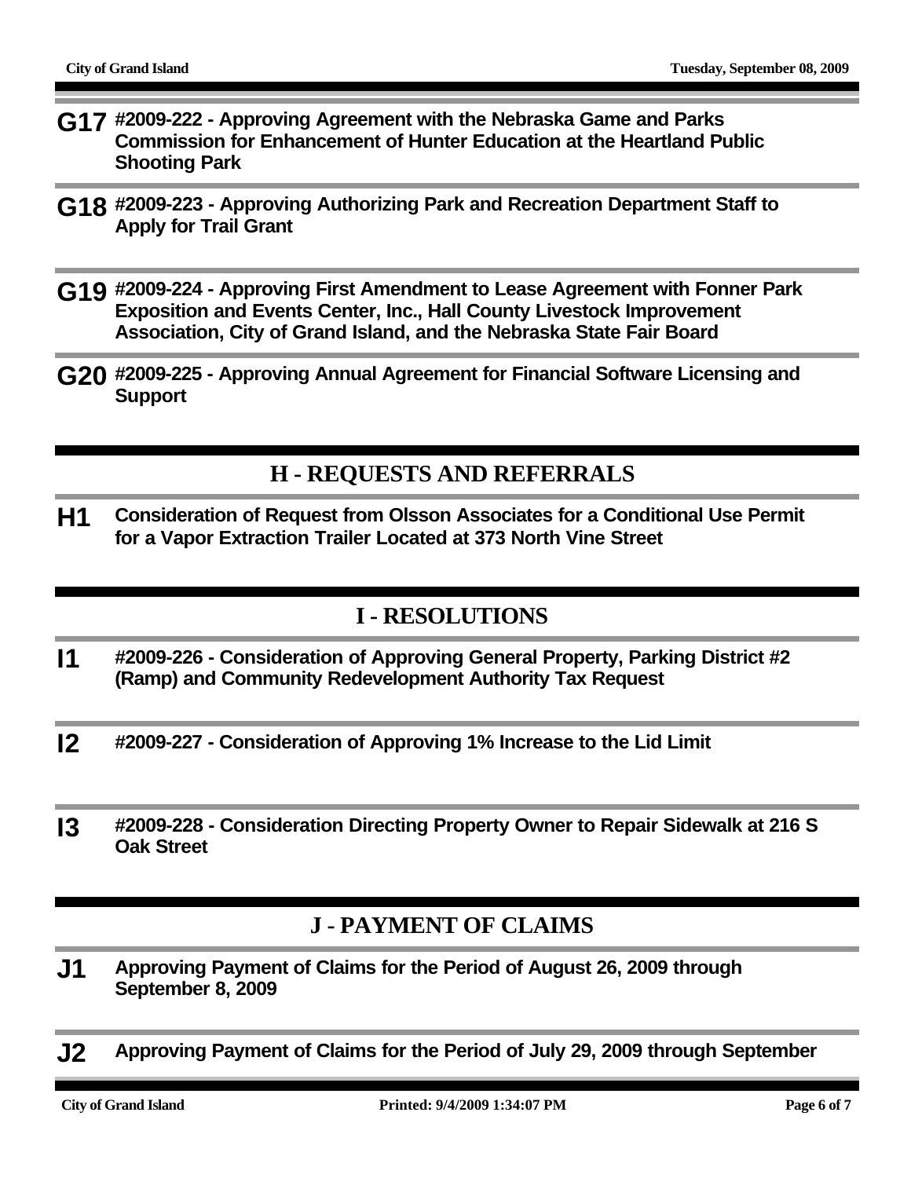**G17** **#2009-222 - Approving Agreement with the Nebraska Game and Parks Commission for Enhancement of Hunter Education at the Heartland Public Shooting Park**

**G18** **#2009-223 - Approving Authorizing Park and Recreation Department Staff to Apply for Trail Grant**

**G19** **#2009-224 - Approving First Amendment to Lease Agreement with Fonner Park Exposition and Events Center, Inc., Hall County Livestock Improvement Association, City of Grand Island, and the Nebraska State Fair Board**

**G20** **#2009-225 - Approving Annual Agreement for Financial Software Licensing and Support**

## H - REQUESTS AND REFERRALS

**H1** **Consideration of Request from Olsson Associates for a Conditional Use Permit for a Vapor Extraction Trailer Located at 373 North Vine Street**

## I - RESOLUTIONS

**I1** **#2009-226 - Consideration of Approving General Property, Parking District #2 (Ramp) and Community Redevelopment Authority Tax Request**

**I2** **#2009-227 - Consideration of Approving 1% Increase to the Lid Limit**

**I3** **#2009-228 - Consideration Directing Property Owner to Repair Sidewalk at 216 S Oak Street**

## J - PAYMENT OF CLAIMS

**J1** **Approving Payment of Claims for the Period of August 26, 2009 through September 8, 2009**

**J2** **Approving Payment of Claims for the Period of July 29, 2009 through September**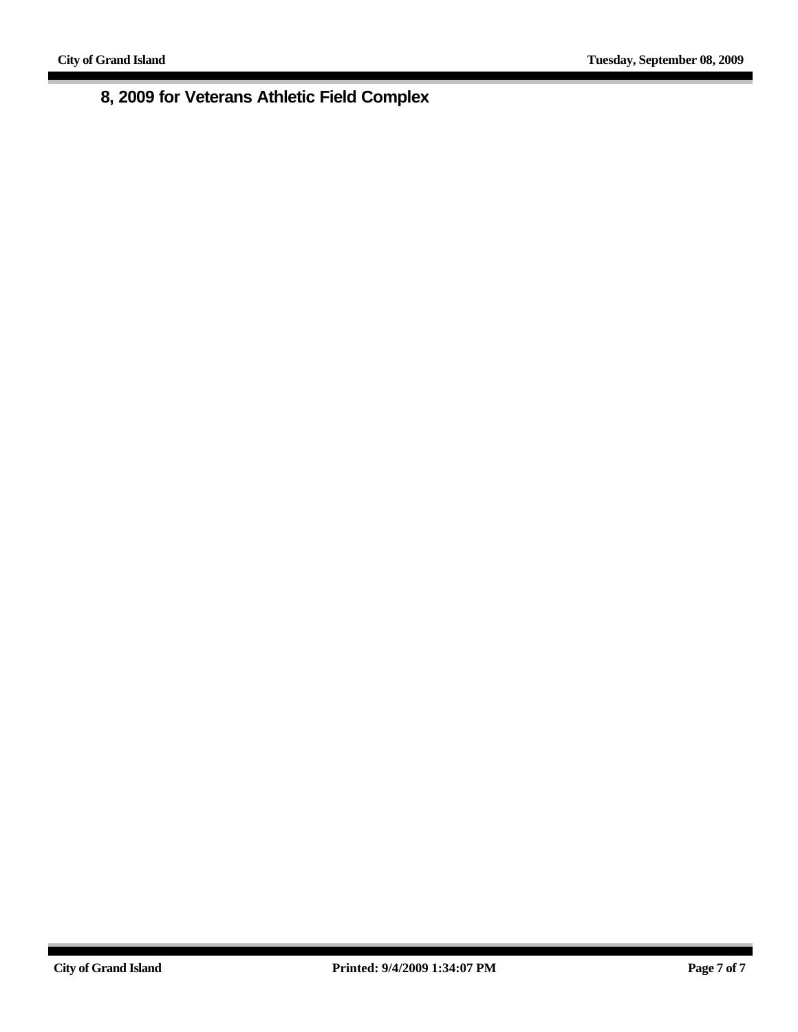**8, 2009 for Veterans Athletic Field Complex**